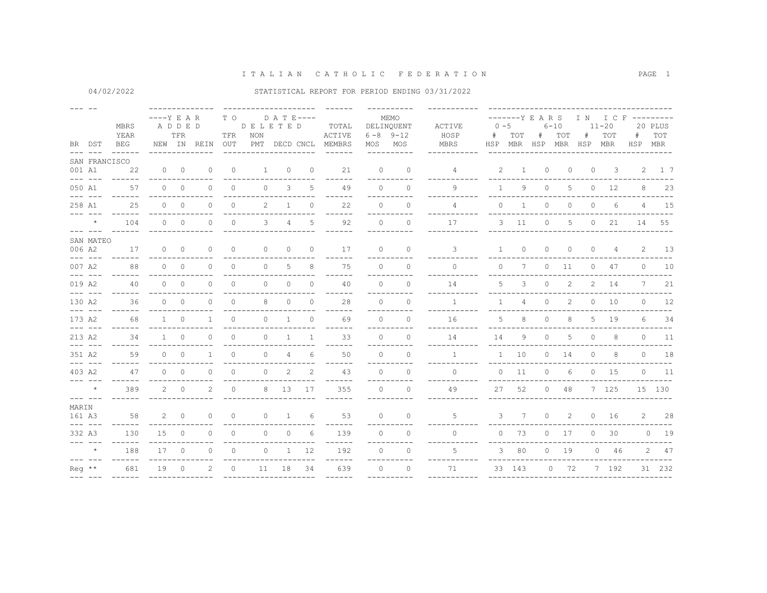# ITALIAN CATHOLIC FEDERATION

04/02/2022

STATISTICAL REPORT FOR PERIOD ENDING 03/31/2022

| BR | DST | MBRS YEAR BEG | YEAR TO DATE ADDED NEW | TFR IN | REIN | TFR OUT | DELETED NON PMT | DECD | CNCL | TOTAL ACTIVE MEMBRS | MEMO DELINQUENT 6-8 MOS | 9-12 MOS | ACTIVE HOSP MBRS | YEARS IN ICF 0-5 # HSP | TOT MBR | 6-10 # HSP | TOT MBR | 11-20 # HSP | TOT MBR | 20 PLUS # HSP | TOT MBR |
|---|---|---|---|---|---|---|---|---|---|---|---|---|---|---|---|---|---|---|---|---|---|
| SAN FRANCISCO | | | | | | | | | | | | | | | | | | | | | |
| 001 | A1 | 22 | 0 | 0 | 0 | 0 | 1 | 0 | 0 | 21 | 0 | 0 | 4 | 2 | 1 | 0 | 0 | 0 | 3 | 2 | 17 |
| 050 | A1 | 57 | 0 | 0 | 0 | 0 | 0 | 3 | 5 | 49 | 0 | 0 | 9 | 1 | 9 | 0 | 5 | 0 | 12 | 8 | 23 |
| 258 | A1 | 25 | 0 | 0 | 0 | 0 | 2 | 1 | 0 | 22 | 0 | 0 | 4 | 0 | 1 | 0 | 0 | 0 | 6 | 4 | 15 |
| | * | 104 | 0 | 0 | 0 | 0 | 3 | 4 | 5 | 92 | 0 | 0 | 17 | 3 | 11 | 0 | 5 | 0 | 21 | 14 | 55 |
| SAN MATEO | | | | | | | | | | | | | | | | | | | | | |
| 006 | A2 | 17 | 0 | 0 | 0 | 0 | 0 | 0 | 0 | 17 | 0 | 0 | 3 | 1 | 0 | 0 | 0 | 0 | 4 | 2 | 13 |
| 007 | A2 | 88 | 0 | 0 | 0 | 0 | 0 | 5 | 8 | 75 | 0 | 0 | 0 | 0 | 7 | 0 | 11 | 0 | 47 | 0 | 10 |
| 019 | A2 | 40 | 0 | 0 | 0 | 0 | 0 | 0 | 0 | 40 | 0 | 0 | 14 | 5 | 3 | 0 | 2 | 2 | 14 | 7 | 21 |
| 130 | A2 | 36 | 0 | 0 | 0 | 0 | 8 | 0 | 0 | 28 | 0 | 0 | 1 | 1 | 4 | 0 | 2 | 0 | 10 | 0 | 12 |
| 173 | A2 | 68 | 1 | 0 | 1 | 0 | 0 | 1 | 0 | 69 | 0 | 0 | 16 | 5 | 8 | 0 | 8 | 5 | 19 | 6 | 34 |
| 213 | A2 | 34 | 1 | 0 | 0 | 0 | 0 | 1 | 1 | 33 | 0 | 0 | 14 | 14 | 9 | 0 | 5 | 0 | 8 | 0 | 11 |
| 351 | A2 | 59 | 0 | 0 | 1 | 0 | 0 | 4 | 6 | 50 | 0 | 0 | 1 | 1 | 10 | 0 | 14 | 0 | 8 | 0 | 18 |
| 403 | A2 | 47 | 0 | 0 | 0 | 0 | 0 | 2 | 2 | 43 | 0 | 0 | 0 | 0 | 11 | 0 | 6 | 0 | 15 | 0 | 11 |
| | * | 389 | 2 | 0 | 2 | 0 | 8 | 13 | 17 | 355 | 0 | 0 | 49 | 27 | 52 | 0 | 48 | 7 | 125 | 15 | 130 |
| MARIN | | | | | | | | | | | | | | | | | | | | | |
| 161 | A3 | 58 | 2 | 0 | 0 | 0 | 0 | 1 | 6 | 53 | 0 | 0 | 5 | 3 | 7 | 0 | 2 | 0 | 16 | 2 | 28 |
| 332 | A3 | 130 | 15 | 0 | 0 | 0 | 0 | 0 | 6 | 139 | 0 | 0 | 0 | 0 | 73 | 0 | 17 | 0 | 30 | 0 | 19 |
| | * | 188 | 17 | 0 | 0 | 0 | 0 | 1 | 12 | 192 | 0 | 0 | 5 | 3 | 80 | 0 | 19 | 0 | 46 | 2 | 47 |
| Reg | ** | 681 | 19 | 0 | 2 | 0 | 11 | 18 | 34 | 639 | 0 | 0 | 71 | 33 | 143 | 0 | 72 | 7 | 192 | 31 | 232 |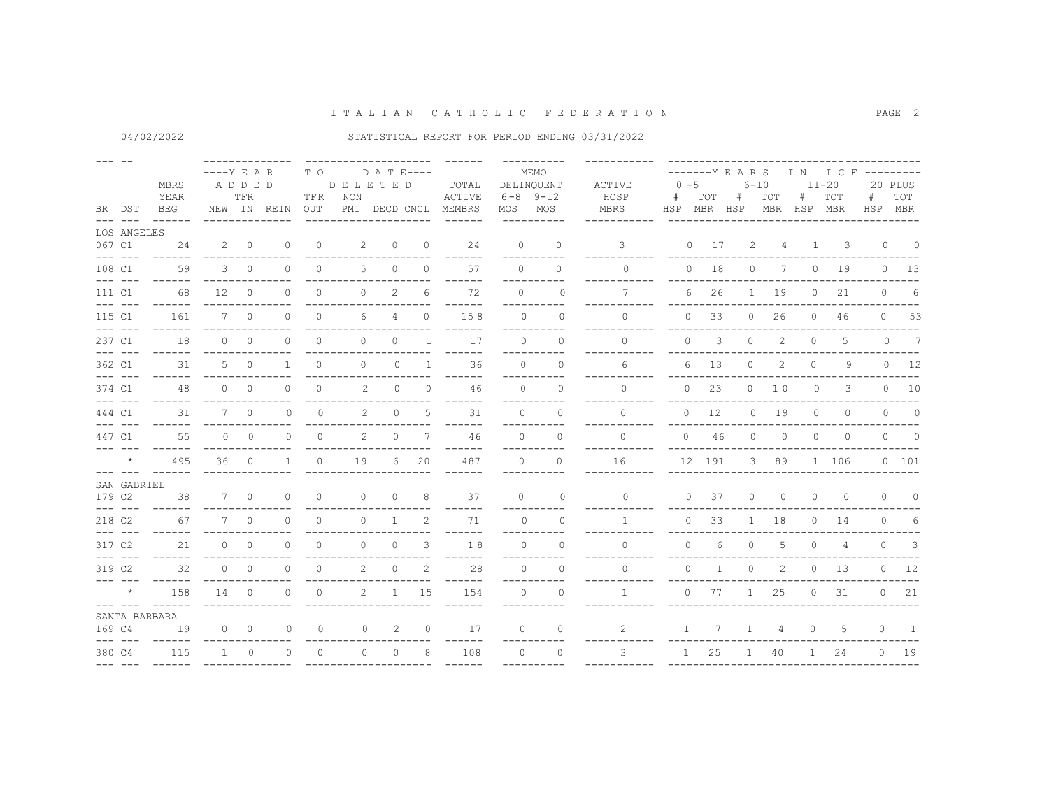# ITALIAN CATHOLIC FEDERATION

04/02/2022

STATISTICAL REPORT FOR PERIOD ENDING 03/31/2022

| BR | DST | MBRS YEAR BEG | YEAR ADDED NEW | TFR IN | REIN | TO DATE DELETED TFR OUT | NON PMT | DECD | CNCL | TOTAL ACTIVE MEMBRS | MEMO DELINQUENT 6-8 MOS | 9-12 MOS | ACTIVE HOSP MBRS | YEARS IN ICF 0-5 # HSP | TOT MBR | 6-10 # HSP | TOT MBR | 11-20 # HSP | TOT MBR | 20 PLUS # HSP | TOT MBR |
|---|---|---|---|---|---|---|---|---|---|---|---|---|---|---|---|---|---|---|---|---|---|
| LOS ANGELES | | | | | | | | | | | | | | | | | | | | | |
| 067 | C1 | 24 | 2 | 0 | 0 | 0 | 2 | 0 | 0 | 24 | 0 | 0 | 3 | 0 | 17 | 2 | 4 | 1 | 3 | 0 | 0 |
| 108 | C1 | 59 | 3 | 0 | 0 | 0 | 5 | 0 | 0 | 57 | 0 | 0 | 0 | 0 | 18 | 0 | 7 | 0 | 19 | 0 | 13 |
| 111 | C1 | 68 | 12 | 0 | 0 | 0 | 0 | 2 | 6 | 72 | 0 | 0 | 7 | 6 | 26 | 1 | 19 | 0 | 21 | 0 | 6 |
| 115 | C1 | 161 | 7 | 0 | 0 | 0 | 6 | 4 | 0 | 158 | 0 | 0 | 0 | 0 | 33 | 0 | 26 | 0 | 46 | 0 | 53 |
| 237 | C1 | 18 | 0 | 0 | 0 | 0 | 0 | 0 | 1 | 17 | 0 | 0 | 0 | 0 | 3 | 0 | 2 | 0 | 5 | 0 | 7 |
| 362 | C1 | 31 | 5 | 0 | 1 | 0 | 0 | 0 | 1 | 36 | 0 | 0 | 6 | 6 | 13 | 0 | 2 | 0 | 9 | 0 | 12 |
| 374 | C1 | 48 | 0 | 0 | 0 | 0 | 2 | 0 | 0 | 46 | 0 | 0 | 0 | 0 | 23 | 0 | 10 | 0 | 3 | 0 | 10 |
| 444 | C1 | 31 | 7 | 0 | 0 | 0 | 2 | 0 | 5 | 31 | 0 | 0 | 0 | 0 | 12 | 0 | 19 | 0 | 0 | 0 | 0 |
| 447 | C1 | 55 | 0 | 0 | 0 | 0 | 2 | 0 | 7 | 46 | 0 | 0 | 0 | 0 | 46 | 0 | 0 | 0 | 0 | 0 | 0 |
| | * | 495 | 36 | 0 | 1 | 0 | 19 | 6 | 20 | 487 | 0 | 0 | 16 | 12 | 191 | 3 | 89 | 1 | 106 | 0 | 101 |
| SAN GABRIEL | | | | | | | | | | | | | | | | | | | | | |
| 179 | C2 | 38 | 7 | 0 | 0 | 0 | 0 | 0 | 8 | 37 | 0 | 0 | 0 | 0 | 37 | 0 | 0 | 0 | 0 | 0 | 0 |
| 218 | C2 | 67 | 7 | 0 | 0 | 0 | 0 | 1 | 2 | 71 | 0 | 0 | 1 | 0 | 33 | 1 | 18 | 0 | 14 | 0 | 6 |
| 317 | C2 | 21 | 0 | 0 | 0 | 0 | 0 | 0 | 3 | 18 | 0 | 0 | 0 | 0 | 6 | 0 | 5 | 0 | 4 | 0 | 3 |
| 319 | C2 | 32 | 0 | 0 | 0 | 0 | 2 | 0 | 2 | 28 | 0 | 0 | 0 | 0 | 1 | 0 | 2 | 0 | 13 | 0 | 12 |
| | * | 158 | 14 | 0 | 0 | 0 | 2 | 1 | 15 | 154 | 0 | 0 | 1 | 0 | 77 | 1 | 25 | 0 | 31 | 0 | 21 |
| SANTA BARBARA | | | | | | | | | | | | | | | | | | | | | |
| 169 | C4 | 19 | 0 | 0 | 0 | 0 | 0 | 2 | 0 | 17 | 0 | 0 | 2 | 1 | 7 | 1 | 4 | 0 | 5 | 0 | 1 |
| 380 | C4 | 115 | 1 | 0 | 0 | 0 | 0 | 0 | 8 | 108 | 0 | 0 | 3 | 1 | 25 | 1 | 40 | 1 | 24 | 0 | 19 |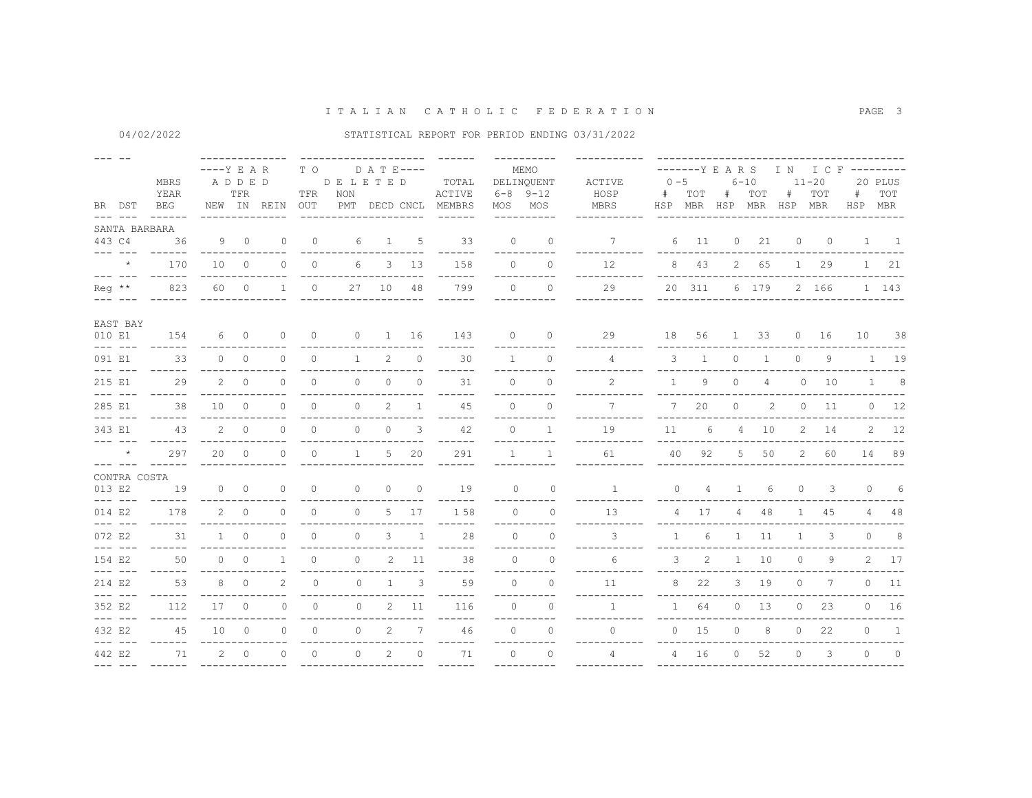# ITALIAN CATHOLIC FEDERATION

04/02/2022

STATISTICAL REPORT FOR PERIOD ENDING 03/31/2022

| BR | DST | MBRS YEAR BEG | YEAR ADDED NEW | TFR IN | REIN | TO DATE DELETED TFR OUT | NON PMT | DECD | CNCL | TOTAL ACTIVE MEMBRS | MEMO DELINQUENT 6-8 MOS | 9-12 MOS | ACTIVE HOSP MBRS | YEARS IN ICF 0-5 # HSP | 0-5 TOT MBR | 6-10 # HSP | 6-10 TOT MBR | 11-20 # HSP | 11-20 TOT MBR | 20 PLUS # HSP | 20 PLUS TOT MBR |
|---|---|---|---|---|---|---|---|---|---|---|---|---|---|---|---|---|---|---|---|---|---|
| SANTA BARBARA | | | | | | | | | | | | | | | | | | | | | |
| 443 | C4 | 36 | 9 | 0 | 0 | 0 | 6 | 1 | 5 | 33 | 0 | 0 | 7 | 6 | 11 | 0 | 21 | 0 | 0 | 1 | 1 |
| | * | 170 | 10 | 0 | 0 | 0 | 6 | 3 | 13 | 158 | 0 | 0 | 12 | 8 | 43 | 2 | 65 | 1 | 29 | 1 | 21 |
| Reg | ** | 823 | 60 | 0 | 1 | 0 | 27 | 10 | 48 | 799 | 0 | 0 | 29 | 20 | 311 | 6 | 179 | 2 | 166 | 1 | 143 |
| EAST BAY | | | | | | | | | | | | | | | | | | | | | |
| 010 | E1 | 154 | 6 | 0 | 0 | 0 | 0 | 1 | 16 | 143 | 0 | 0 | 29 | 18 | 56 | 1 | 33 | 0 | 16 | 10 | 38 |
| 091 | E1 | 33 | 0 | 0 | 0 | 0 | 1 | 2 | 0 | 30 | 1 | 0 | 4 | 3 | 1 | 0 | 1 | 0 | 9 | 1 | 19 |
| 215 | E1 | 29 | 2 | 0 | 0 | 0 | 0 | 0 | 0 | 31 | 0 | 0 | 2 | 1 | 9 | 0 | 4 | 0 | 10 | 1 | 8 |
| 285 | E1 | 38 | 10 | 0 | 0 | 0 | 0 | 2 | 1 | 45 | 0 | 0 | 7 | 7 | 20 | 0 | 2 | 0 | 11 | 0 | 12 |
| 343 | E1 | 43 | 2 | 0 | 0 | 0 | 0 | 0 | 3 | 42 | 0 | 1 | 19 | 11 | 6 | 4 | 10 | 2 | 14 | 2 | 12 |
| | * | 297 | 20 | 0 | 0 | 0 | 1 | 5 | 20 | 291 | 1 | 1 | 61 | 40 | 92 | 5 | 50 | 2 | 60 | 14 | 89 |
| CONTRA COSTA | | | | | | | | | | | | | | | | | | | | | |
| 013 | E2 | 19 | 0 | 0 | 0 | 0 | 0 | 0 | 0 | 19 | 0 | 0 | 1 | 0 | 4 | 1 | 6 | 0 | 3 | 0 | 6 |
| 014 | E2 | 178 | 2 | 0 | 0 | 0 | 0 | 5 | 17 | 158 | 0 | 0 | 13 | 4 | 17 | 4 | 48 | 1 | 45 | 4 | 48 |
| 072 | E2 | 31 | 1 | 0 | 0 | 0 | 0 | 3 | 1 | 28 | 0 | 0 | 3 | 1 | 6 | 1 | 11 | 1 | 3 | 0 | 8 |
| 154 | E2 | 50 | 0 | 0 | 1 | 0 | 0 | 2 | 11 | 38 | 0 | 0 | 6 | 3 | 2 | 1 | 10 | 0 | 9 | 2 | 17 |
| 214 | E2 | 53 | 8 | 0 | 2 | 0 | 0 | 1 | 3 | 59 | 0 | 0 | 11 | 8 | 22 | 3 | 19 | 0 | 7 | 0 | 11 |
| 352 | E2 | 112 | 17 | 0 | 0 | 0 | 0 | 2 | 11 | 116 | 0 | 0 | 1 | 1 | 64 | 0 | 13 | 0 | 23 | 0 | 16 |
| 432 | E2 | 45 | 10 | 0 | 0 | 0 | 0 | 2 | 7 | 46 | 0 | 0 | 0 | 0 | 15 | 0 | 8 | 0 | 22 | 0 | 1 |
| 442 | E2 | 71 | 2 | 0 | 0 | 0 | 0 | 2 | 0 | 71 | 0 | 0 | 4 | 4 | 16 | 0 | 52 | 0 | 3 | 0 | 0 |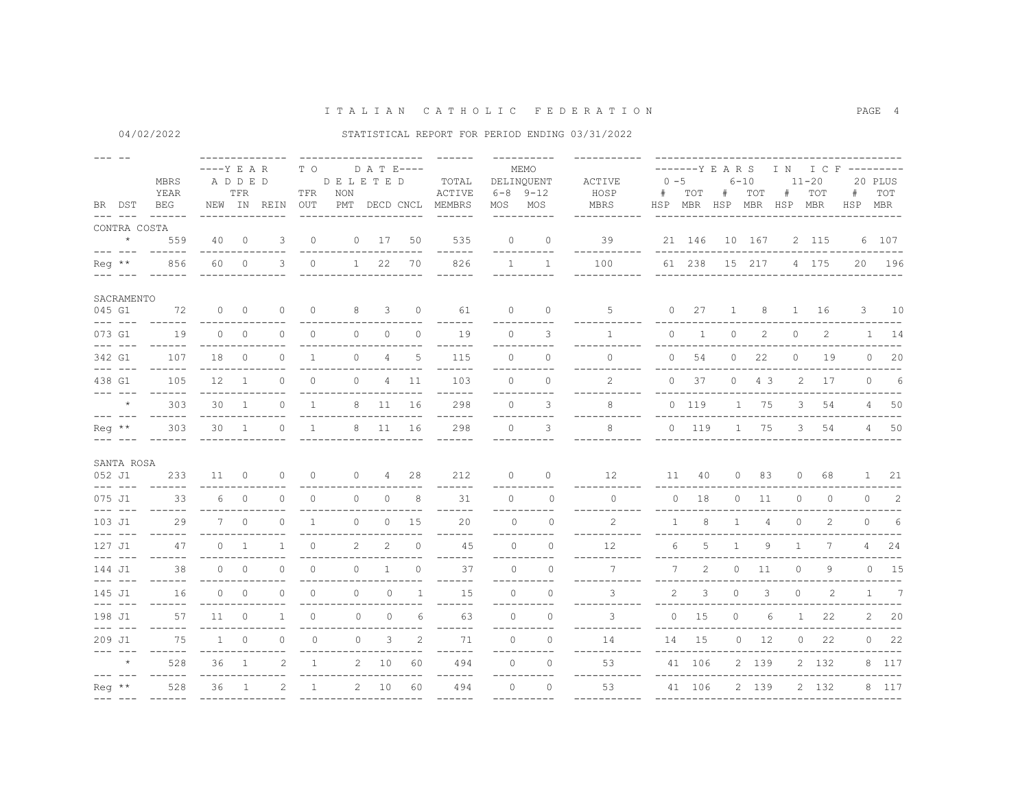# I T A L I A N   C A T H O L I C   F E D E R A T I O N

04/02/2022

STATISTICAL REPORT FOR PERIOD ENDING 03/31/2022

| BR | DST | MBRS YEAR BEG | YEAR ADDED NEW | TFR IN | REIN | TO DATE DELETED TFR OUT | NON PMT | DECD | CNCL | TOTAL ACTIVE MEMBRS | MEMO DELINQUENT 6-8 MOS | 9-12 MOS | ACTIVE HOSP MBRS | YEARS IN ICF 0-5 # HSP | TOT MBR | 6-10 # HSP | TOT MBR | 11-20 # HSP | TOT MBR | 20 PLUS # HSP | TOT MBR |
|---|---|---|---|---|---|---|---|---|---|---|---|---|---|---|---|---|---|---|---|---|---|
| CONTRA COSTA | | | | | | | | | | | | | | | | | | | | | |
| | * | 559 | 40 | 0 | 3 | 0 | 0 | 17 | 50 | 535 | 0 | 0 | 39 | 21 | 146 | 10 | 167 | 2 | 115 | 6 | 107 |
| Reg | ** | 856 | 60 | 0 | 3 | 0 | 1 | 22 | 70 | 826 | 1 | 1 | 100 | 61 | 238 | 15 | 217 | 4 | 175 | 20 | 196 |
| SACRAMENTO | | | | | | | | | | | | | | | | | | | | | |
| 045 | G1 | 72 | 0 | 0 | 0 | 0 | 8 | 3 | 0 | 61 | 0 | 0 | 5 | 0 | 27 | 1 | 8 | 1 | 16 | 3 | 10 |
| 073 | G1 | 19 | 0 | 0 | 0 | 0 | 0 | 0 | 0 | 19 | 0 | 3 | 1 | 0 | 1 | 0 | 2 | 0 | 2 | 1 | 14 |
| 342 | G1 | 107 | 18 | 0 | 0 | 1 | 0 | 4 | 5 | 115 | 0 | 0 | 0 | 0 | 54 | 0 | 22 | 0 | 19 | 0 | 20 |
| 438 | G1 | 105 | 12 | 1 | 0 | 0 | 0 | 4 | 11 | 103 | 0 | 0 | 2 | 0 | 37 | 0 | 4 3 | 2 | 17 | 0 | 6 |
| | * | 303 | 30 | 1 | 0 | 1 | 8 | 11 | 16 | 298 | 0 | 3 | 8 | 0 | 119 | 1 | 75 | 3 | 54 | 4 | 50 |
| Reg | ** | 303 | 30 | 1 | 0 | 1 | 8 | 11 | 16 | 298 | 0 | 3 | 8 | 0 | 119 | 1 | 75 | 3 | 54 | 4 | 50 |
| SANTA ROSA | | | | | | | | | | | | | | | | | | | | | |
| 052 | J1 | 233 | 11 | 0 | 0 | 0 | 0 | 4 | 28 | 212 | 0 | 0 | 12 | 11 | 40 | 0 | 83 | 0 | 68 | 1 | 21 |
| 075 | J1 | 33 | 6 | 0 | 0 | 0 | 0 | 0 | 8 | 31 | 0 | 0 | 0 | 0 | 18 | 0 | 11 | 0 | 0 | 0 | 2 |
| 103 | J1 | 29 | 7 | 0 | 0 | 1 | 0 | 0 | 15 | 20 | 0 | 0 | 2 | 1 | 8 | 1 | 4 | 0 | 2 | 0 | 6 |
| 127 | J1 | 47 | 0 | 1 | 1 | 0 | 2 | 2 | 0 | 45 | 0 | 0 | 12 | 6 | 5 | 1 | 9 | 1 | 7 | 4 | 24 |
| 144 | J1 | 38 | 0 | 0 | 0 | 0 | 0 | 1 | 0 | 37 | 0 | 0 | 7 | 7 | 2 | 0 | 11 | 0 | 9 | 0 | 15 |
| 145 | J1 | 16 | 0 | 0 | 0 | 0 | 0 | 0 | 1 | 15 | 0 | 0 | 3 | 2 | 3 | 0 | 3 | 0 | 2 | 1 | 7 |
| 198 | J1 | 57 | 11 | 0 | 1 | 0 | 0 | 0 | 6 | 63 | 0 | 0 | 3 | 0 | 15 | 0 | 6 | 1 | 22 | 2 | 20 |
| 209 | J1 | 75 | 1 | 0 | 0 | 0 | 0 | 3 | 2 | 71 | 0 | 0 | 14 | 14 | 15 | 0 | 12 | 0 | 22 | 0 | 22 |
| | * | 528 | 36 | 1 | 2 | 1 | 2 | 10 | 60 | 494 | 0 | 0 | 53 | 41 | 106 | 2 | 139 | 2 | 132 | 8 | 117 |
| Reg | ** | 528 | 36 | 1 | 2 | 1 | 2 | 10 | 60 | 494 | 0 | 0 | 53 | 41 | 106 | 2 | 139 | 2 | 132 | 8 | 117 |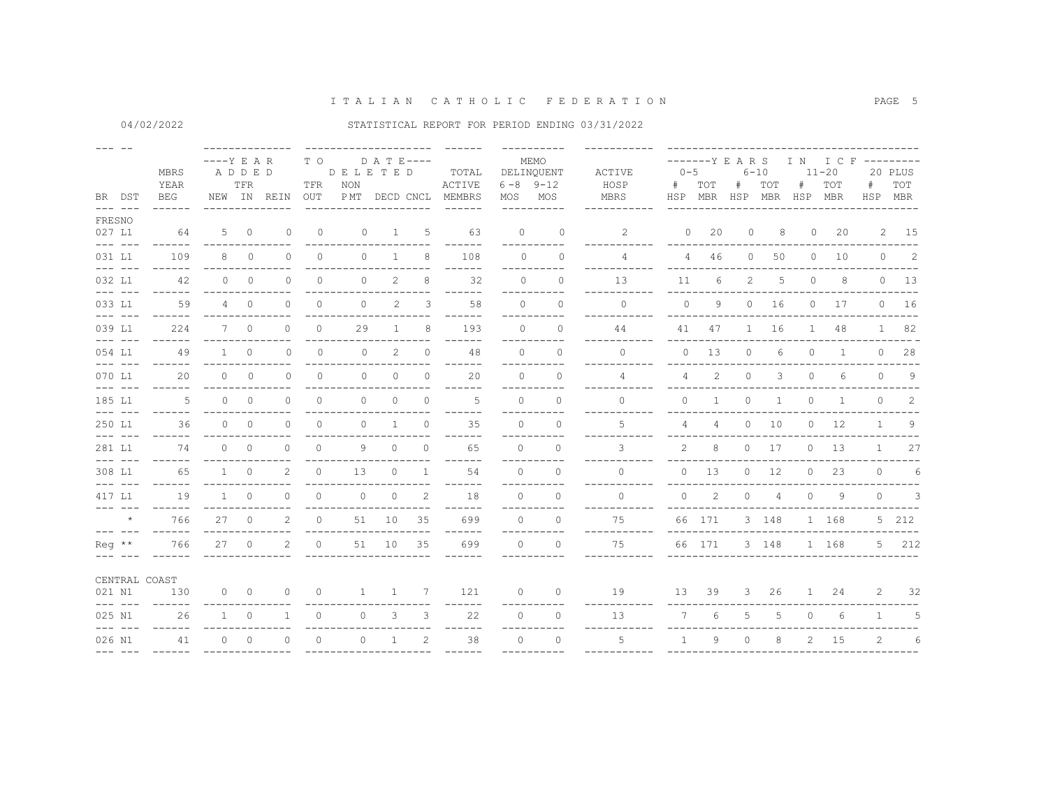# I T A L I A N   C A T H O L I C   F E D E R A T I O N

04/02/2022

STATISTICAL REPORT FOR PERIOD ENDING 03/31/2022

| BR | DST | MBRS YEAR BEG | YEAR ADDED NEW | TFR IN | REIN | TO DATE DELETED TFR OUT | NON PMT | DECD | CNCL | TOTAL ACTIVE MEMBRS | MEMO DELINQUENT 6-8 MOS | 9-12 MOS | ACTIVE HOSP MBRS | 0-5 # HSP | 0-5 TOT MBR | 6-10 # HSP | 6-10 TOT MBR | 11-20 # HSP | 11-20 TOT MBR | 20 PLUS # HSP | 20 PLUS TOT MBR |
|---|---|---|---|---|---|---|---|---|---|---|---|---|---|---|---|---|---|---|---|---|---|
| FRESNO | | | | | | | | | | | | | | | | | | | | | |
| 027 | L1 | 64 | 5 | 0 | 0 | 0 | 0 | 1 | 5 | 63 | 0 | 0 | 2 | 0 | 20 | 0 | 8 | 0 | 20 | 2 | 15 |
| 031 | L1 | 109 | 8 | 0 | 0 | 0 | 0 | 1 | 8 | 108 | 0 | 0 | 4 | 4 | 46 | 0 | 50 | 0 | 10 | 0 | 2 |
| 032 | L1 | 42 | 0 | 0 | 0 | 0 | 0 | 2 | 8 | 32 | 0 | 0 | 13 | 11 | 6 | 2 | 5 | 0 | 8 | 0 | 13 |
| 033 | L1 | 59 | 4 | 0 | 0 | 0 | 0 | 2 | 3 | 58 | 0 | 0 | 0 | 0 | 9 | 0 | 16 | 0 | 17 | 0 | 16 |
| 039 | L1 | 224 | 7 | 0 | 0 | 0 | 29 | 1 | 8 | 193 | 0 | 0 | 44 | 41 | 47 | 1 | 16 | 1 | 48 | 1 | 82 |
| 054 | L1 | 49 | 1 | 0 | 0 | 0 | 0 | 2 | 0 | 48 | 0 | 0 | 0 | 0 | 13 | 0 | 6 | 0 | 1 | 0 | 28 |
| 070 | L1 | 20 | 0 | 0 | 0 | 0 | 0 | 0 | 0 | 20 | 0 | 0 | 4 | 4 | 2 | 0 | 3 | 0 | 6 | 0 | 9 |
| 185 | L1 | 5 | 0 | 0 | 0 | 0 | 0 | 0 | 0 | 5 | 0 | 0 | 0 | 0 | 1 | 0 | 1 | 0 | 1 | 0 | 2 |
| 250 | L1 | 36 | 0 | 0 | 0 | 0 | 0 | 1 | 0 | 35 | 0 | 0 | 5 | 4 | 4 | 0 | 10 | 0 | 12 | 1 | 9 |
| 281 | L1 | 74 | 0 | 0 | 0 | 0 | 9 | 0 | 0 | 65 | 0 | 0 | 3 | 2 | 8 | 0 | 17 | 0 | 13 | 1 | 27 |
| 308 | L1 | 65 | 1 | 0 | 2 | 0 | 13 | 0 | 1 | 54 | 0 | 0 | 0 | 0 | 13 | 0 | 12 | 0 | 23 | 0 | 6 |
| 417 | L1 | 19 | 1 | 0 | 0 | 0 | 0 | 0 | 2 | 18 | 0 | 0 | 0 | 0 | 2 | 0 | 4 | 0 | 9 | 0 | 3 |
| | * | 766 | 27 | 0 | 2 | 0 | 51 | 10 | 35 | 699 | 0 | 0 | 75 | 66 | 171 | 3 | 148 | 1 | 168 | 5 | 212 |
| Reg | ** | 766 | 27 | 0 | 2 | 0 | 51 | 10 | 35 | 699 | 0 | 0 | 75 | 66 | 171 | 3 | 148 | 1 | 168 | 5 | 212 |
| CENTRAL COAST | | | | | | | | | | | | | | | | | | | | | |
| 021 | N1 | 130 | 0 | 0 | 0 | 0 | 1 | 1 | 7 | 121 | 0 | 0 | 19 | 13 | 39 | 3 | 26 | 1 | 24 | 2 | 32 |
| 025 | N1 | 26 | 1 | 0 | 1 | 0 | 0 | 3 | 3 | 22 | 0 | 0 | 13 | 7 | 6 | 5 | 5 | 0 | 6 | 1 | 5 |
| 026 | N1 | 41 | 0 | 0 | 0 | 0 | 0 | 1 | 2 | 38 | 0 | 0 | 5 | 1 | 9 | 0 | 8 | 2 | 15 | 2 | 6 |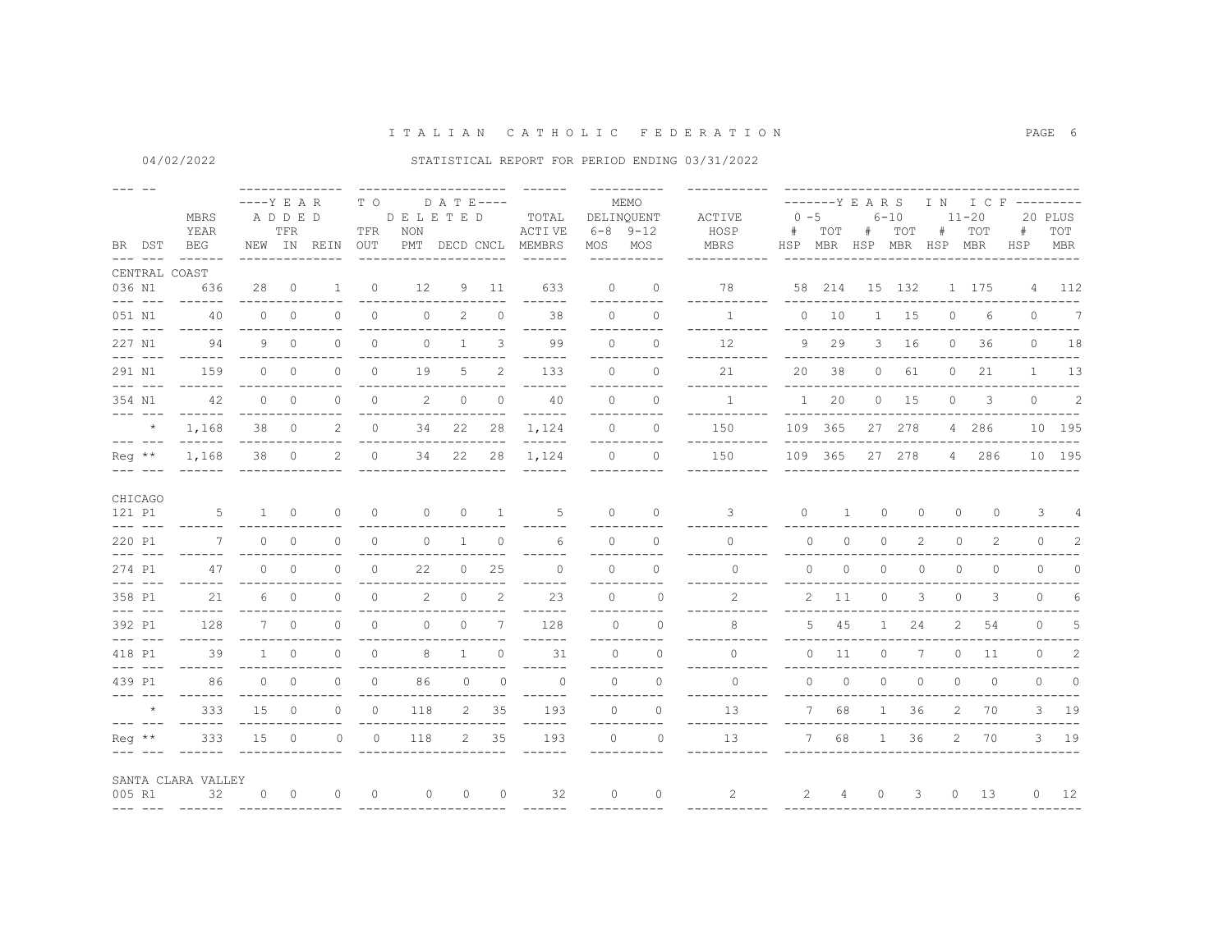# ITALIAN CATHOLIC FEDERATION

04/02/2022

STATISTICAL REPORT FOR PERIOD ENDING 03/31/2022

| BR | DST | MBRS YEAR BEG | YEAR ADDED NEW | TFR IN | REIN | TO DATE DELETED TFR OUT | NON PMT | DECD | CNCL | TOTAL ACTIVE MEMBRS | MEMO DELINQUENT 6-8 MOS | 9-12 MOS | ACTIVE HOSP MBRS | YEARS IN ICF 0-5 # HSP | TOT MBR | 6-10 # HSP | TOT MBR | 11-20 # HSP | TOT MBR | 20 PLUS # HSP | TOT MBR |
|---|---|---|---|---|---|---|---|---|---|---|---|---|---|---|---|---|---|---|---|---|---|
| CENTRAL COAST | | | | | | | | | | | | | | | | | | | | | |
| 036 | N1 | 636 | 28 | 0 | 1 | 0 | 12 | 9 | 11 | 633 | 0 | 0 | 78 | 58 | 214 | 15 | 132 | 1 | 175 | 4 | 112 |
| 051 | N1 | 40 | 0 | 0 | 0 | 0 | 0 | 2 | 0 | 38 | 0 | 0 | 1 | 0 | 10 | 1 | 15 | 0 | 6 | 0 | 7 |
| 227 | N1 | 94 | 9 | 0 | 0 | 0 | 0 | 1 | 3 | 99 | 0 | 0 | 12 | 9 | 29 | 3 | 16 | 0 | 36 | 0 | 18 |
| 291 | N1 | 159 | 0 | 0 | 0 | 0 | 19 | 5 | 2 | 133 | 0 | 0 | 21 | 20 | 38 | 0 | 61 | 0 | 21 | 1 | 13 |
| 354 | N1 | 42 | 0 | 0 | 0 | 0 | 2 | 0 | 0 | 40 | 0 | 0 | 1 | 1 | 20 | 0 | 15 | 0 | 3 | 0 | 2 |
| | * | 1,168 | 38 | 0 | 2 | 0 | 34 | 22 | 28 | 1,124 | 0 | 0 | 150 | 109 | 365 | 27 | 278 | 4 | 286 | 10 | 195 |
| Reg | ** | 1,168 | 38 | 0 | 2 | 0 | 34 | 22 | 28 | 1,124 | 0 | 0 | 150 | 109 | 365 | 27 | 278 | 4 | 286 | 10 | 195 |
| CHICAGO | | | | | | | | | | | | | | | | | | | | | |
| 121 | P1 | 5 | 1 | 0 | 0 | 0 | 0 | 0 | 1 | 5 | 0 | 0 | 3 | 0 | 1 | 0 | 0 | 0 | 0 | 3 | 4 |
| 220 | P1 | 7 | 0 | 0 | 0 | 0 | 0 | 1 | 0 | 6 | 0 | 0 | 0 | 0 | 0 | 0 | 2 | 0 | 2 | 0 | 2 |
| 274 | P1 | 47 | 0 | 0 | 0 | 0 | 22 | 0 | 25 | 0 | 0 | 0 | 0 | 0 | 0 | 0 | 0 | 0 | 0 | 0 | 0 |
| 358 | P1 | 21 | 6 | 0 | 0 | 0 | 2 | 0 | 2 | 23 | 0 | 0 | 2 | 2 | 11 | 0 | 3 | 0 | 3 | 0 | 6 |
| 392 | P1 | 128 | 7 | 0 | 0 | 0 | 0 | 0 | 7 | 128 | 0 | 0 | 8 | 5 | 45 | 1 | 24 | 2 | 54 | 0 | 5 |
| 418 | P1 | 39 | 1 | 0 | 0 | 0 | 8 | 1 | 0 | 31 | 0 | 0 | 0 | 0 | 11 | 0 | 7 | 0 | 11 | 0 | 2 |
| 439 | P1 | 86 | 0 | 0 | 0 | 0 | 86 | 0 | 0 | 0 | 0 | 0 | 0 | 0 | 0 | 0 | 0 | 0 | 0 | 0 | 0 |
| | * | 333 | 15 | 0 | 0 | 0 | 118 | 2 | 35 | 193 | 0 | 0 | 13 | 7 | 68 | 1 | 36 | 2 | 70 | 3 | 19 |
| Reg | ** | 333 | 15 | 0 | 0 | 0 | 118 | 2 | 35 | 193 | 0 | 0 | 13 | 7 | 68 | 1 | 36 | 2 | 70 | 3 | 19 |
| SANTA CLARA VALLEY | | | | | | | | | | | | | | | | | | | | | |
| 005 | R1 | 32 | 0 | 0 | 0 | 0 | 0 | 0 | 0 | 32 | 0 | 0 | 2 | 2 | 4 | 0 | 3 | 0 | 13 | 0 | 12 |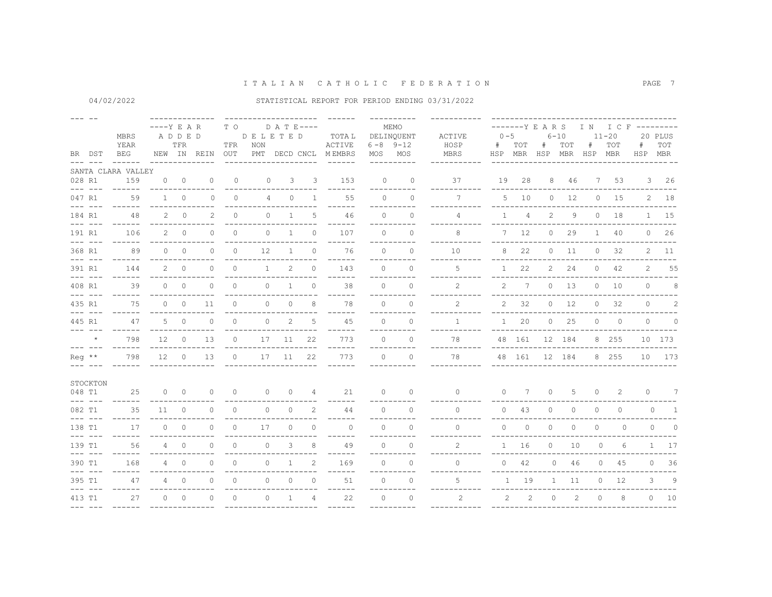# ITALIAN CATHOLIC FEDERATION

04/02/2022 STATISTICAL REPORT FOR PERIOD ENDING 03/31/2022

| BR | DST | MBRS YEAR BEG | YEAR ADDED NEW | TFR IN | REIN | TO DATE DELETED TFR OUT | NON PMT | DECD | CNCL | TOTAL ACTIVE MEMBRS | MEMO DELINQUENT 6-8 MOS | 9-12 MOS | ACTIVE HOSP MBRS | YEARS IN ICF 0-5 # HSP | 0-5 TOT MBR | 6-10 # HSP | 6-10 TOT MBR | 11-20 # HSP | 11-20 TOT MBR | 20 PLUS # HSP | 20 PLUS TOT MBR |
|---|---|---|---|---|---|---|---|---|---|---|---|---|---|---|---|---|---|---|---|---|---|
| SANTA CLARA VALLEY | | | | | | | | | | | | | | | | | | | | | |
| 028 | R1 | 159 | 0 | 0 | 0 | 0 | 0 | 3 | 3 | 153 | 0 | 0 | 37 | 19 | 28 | 8 | 46 | 7 | 53 | 3 | 26 |
| 047 | R1 | 59 | 1 | 0 | 0 | 0 | 4 | 0 | 1 | 55 | 0 | 0 | 7 | 5 | 10 | 0 | 12 | 0 | 15 | 2 | 18 |
| 184 | R1 | 48 | 2 | 0 | 2 | 0 | 0 | 1 | 5 | 46 | 0 | 0 | 4 | 1 | 4 | 2 | 9 | 0 | 18 | 1 | 15 |
| 191 | R1 | 106 | 2 | 0 | 0 | 0 | 0 | 1 | 0 | 107 | 0 | 0 | 8 | 7 | 12 | 0 | 29 | 1 | 40 | 0 | 26 |
| 368 | R1 | 89 | 0 | 0 | 0 | 0 | 12 | 1 | 0 | 76 | 0 | 0 | 10 | 8 | 22 | 0 | 11 | 0 | 32 | 2 | 11 |
| 391 | R1 | 144 | 2 | 0 | 0 | 0 | 1 | 2 | 0 | 143 | 0 | 0 | 5 | 1 | 22 | 2 | 24 | 0 | 42 | 2 | 55 |
| 408 | R1 | 39 | 0 | 0 | 0 | 0 | 0 | 1 | 0 | 38 | 0 | 0 | 2 | 2 | 7 | 0 | 13 | 0 | 10 | 0 | 8 |
| 435 | R1 | 75 | 0 | 0 | 11 | 0 | 0 | 0 | 8 | 78 | 0 | 0 | 2 | 2 | 32 | 0 | 12 | 0 | 32 | 0 | 2 |
| 445 | R1 | 47 | 5 | 0 | 0 | 0 | 0 | 2 | 5 | 45 | 0 | 0 | 1 | 1 | 20 | 0 | 25 | 0 | 0 | 0 | 0 |
| | * | 798 | 12 | 0 | 13 | 0 | 17 | 11 | 22 | 773 | 0 | 0 | 78 | 48 | 161 | 12 | 184 | 8 | 255 | 10 | 173 |
| Reg | ** | 798 | 12 | 0 | 13 | 0 | 17 | 11 | 22 | 773 | 0 | 0 | 78 | 48 | 161 | 12 | 184 | 8 | 255 | 10 | 173 |
| STOCKTON | | | | | | | | | | | | | | | | | | | | | |
| 048 | T1 | 25 | 0 | 0 | 0 | 0 | 0 | 0 | 4 | 21 | 0 | 0 | 0 | 0 | 7 | 0 | 5 | 0 | 2 | 0 | 7 |
| 082 | T1 | 35 | 11 | 0 | 0 | 0 | 0 | 0 | 2 | 44 | 0 | 0 | 0 | 0 | 43 | 0 | 0 | 0 | 0 | 0 | 1 |
| 138 | T1 | 17 | 0 | 0 | 0 | 0 | 17 | 0 | 0 | 0 | 0 | 0 | 0 | 0 | 0 | 0 | 0 | 0 | 0 | 0 | 0 |
| 139 | T1 | 56 | 4 | 0 | 0 | 0 | 0 | 3 | 8 | 49 | 0 | 0 | 2 | 1 | 16 | 0 | 10 | 0 | 6 | 1 | 17 |
| 390 | T1 | 168 | 4 | 0 | 0 | 0 | 0 | 1 | 2 | 169 | 0 | 0 | 0 | 0 | 42 | 0 | 46 | 0 | 45 | 0 | 36 |
| 395 | T1 | 47 | 4 | 0 | 0 | 0 | 0 | 0 | 0 | 51 | 0 | 0 | 5 | 1 | 19 | 1 | 11 | 0 | 12 | 3 | 9 |
| 413 | T1 | 27 | 0 | 0 | 0 | 0 | 0 | 1 | 4 | 22 | 0 | 0 | 2 | 2 | 2 | 0 | 2 | 0 | 8 | 0 | 10 |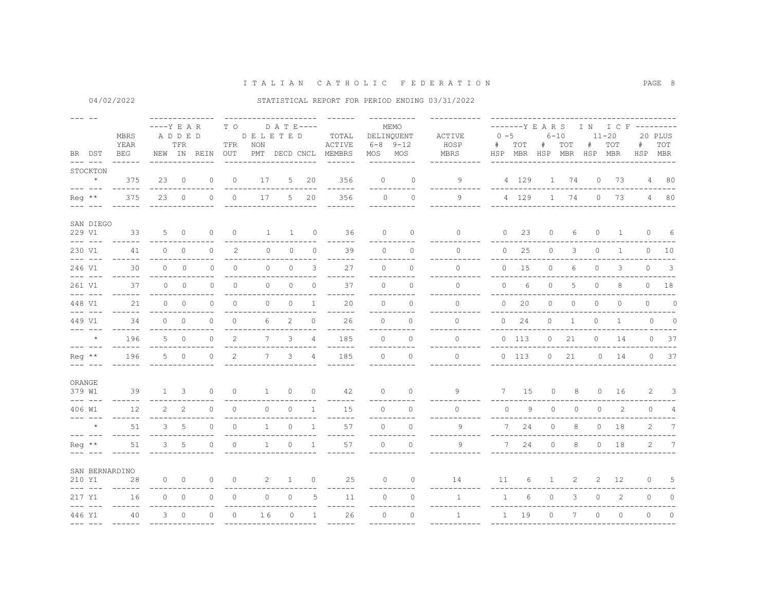# ITALIAN CATHOLIC FEDERATION

04/02/2022

STATISTICAL REPORT FOR PERIOD ENDING 03/31/2022

| BR | DST | MBRS YEAR BEG | YEAR ADDED NEW | TFR IN | REIN | TO DATE DELETED TFR OUT | NON PMT | DECD | CNCL | TOTAL ACTIVE MEMBRS | MEMO DELINQUENT 6-8 MOS | 9-12 MOS | ACTIVE HOSP MBRS | YEARS IN ICF 0-5 # HSP | 0-5 TOT MBR | 6-10 # HSP | 6-10 TOT MBR | 11-20 # HSP | 11-20 TOT MBR | 20 PLUS # HSP | 20 PLUS TOT MBR |
|---|---|---|---|---|---|---|---|---|---|---|---|---|---|---|---|---|---|---|---|---|---|
| STOCKTON | | | | | | | | | | | | | | | | | | | | | |
| | * | 375 | 23 | 0 | 0 | 0 | 17 | 5 | 20 | 356 | 0 | 0 | 9 | 4 | 129 | 1 | 74 | 0 | 73 | 4 | 80 |
| Reg | ** | 375 | 23 | 0 | 0 | 0 | 17 | 5 | 20 | 356 | 0 | 0 | 9 | 4 | 129 | 1 | 74 | 0 | 73 | 4 | 80 |
| SAN DIEGO | | | | | | | | | | | | | | | | | | | | | |
| 229 | V1 | 33 | 5 | 0 | 0 | 0 | 1 | 1 | 0 | 36 | 0 | 0 | 0 | 0 | 23 | 0 | 6 | 0 | 1 | 0 | 6 |
| 230 | V1 | 41 | 0 | 0 | 0 | 2 | 0 | 0 | 0 | 39 | 0 | 0 | 0 | 0 | 25 | 0 | 3 | 0 | 1 | 0 | 10 |
| 246 | V1 | 30 | 0 | 0 | 0 | 0 | 0 | 0 | 3 | 27 | 0 | 0 | 0 | 0 | 15 | 0 | 6 | 0 | 3 | 0 | 3 |
| 261 | V1 | 37 | 0 | 0 | 0 | 0 | 0 | 0 | 0 | 37 | 0 | 0 | 0 | 0 | 6 | 0 | 5 | 0 | 8 | 0 | 18 |
| 448 | V1 | 21 | 0 | 0 | 0 | 0 | 0 | 0 | 1 | 20 | 0 | 0 | 0 | 0 | 20 | 0 | 0 | 0 | 0 | 0 | 0 |
| 449 | V1 | 34 | 0 | 0 | 0 | 0 | 6 | 2 | 0 | 26 | 0 | 0 | 0 | 0 | 24 | 0 | 1 | 0 | 1 | 0 | 0 |
| | * | 196 | 5 | 0 | 0 | 2 | 7 | 3 | 4 | 185 | 0 | 0 | 0 | 0 | 113 | 0 | 21 | 0 | 14 | 0 | 37 |
| Reg | ** | 196 | 5 | 0 | 0 | 2 | 7 | 3 | 4 | 185 | 0 | 0 | 0 | 0 | 113 | 0 | 21 | 0 | 14 | 0 | 37 |
| ORANGE | | | | | | | | | | | | | | | | | | | | | |
| 379 | W1 | 39 | 1 | 3 | 0 | 0 | 1 | 0 | 0 | 42 | 0 | 0 | 9 | 7 | 15 | 0 | 8 | 0 | 16 | 2 | 3 |
| 406 | W1 | 12 | 2 | 2 | 0 | 0 | 0 | 0 | 1 | 15 | 0 | 0 | 0 | 0 | 9 | 0 | 0 | 0 | 2 | 0 | 4 |
| | * | 51 | 3 | 5 | 0 | 0 | 1 | 0 | 1 | 57 | 0 | 0 | 9 | 7 | 24 | 0 | 8 | 0 | 18 | 2 | 7 |
| Reg | ** | 51 | 3 | 5 | 0 | 0 | 1 | 0 | 1 | 57 | 0 | 0 | 9 | 7 | 24 | 0 | 8 | 0 | 18 | 2 | 7 |
| SAN BERNARDINO | | | | | | | | | | | | | | | | | | | | | |
| 210 | Y1 | 28 | 0 | 0 | 0 | 0 | 2 | 1 | 0 | 25 | 0 | 0 | 14 | 11 | 6 | 1 | 2 | 2 | 12 | 0 | 5 |
| 217 | Y1 | 16 | 0 | 0 | 0 | 0 | 0 | 0 | 5 | 11 | 0 | 0 | 1 | 1 | 6 | 0 | 3 | 0 | 2 | 0 | 0 |
| 446 | Y1 | 40 | 3 | 0 | 0 | 0 | 16 | 0 | 1 | 26 | 0 | 0 | 1 | 1 | 19 | 0 | 7 | 0 | 0 | 0 | 0 |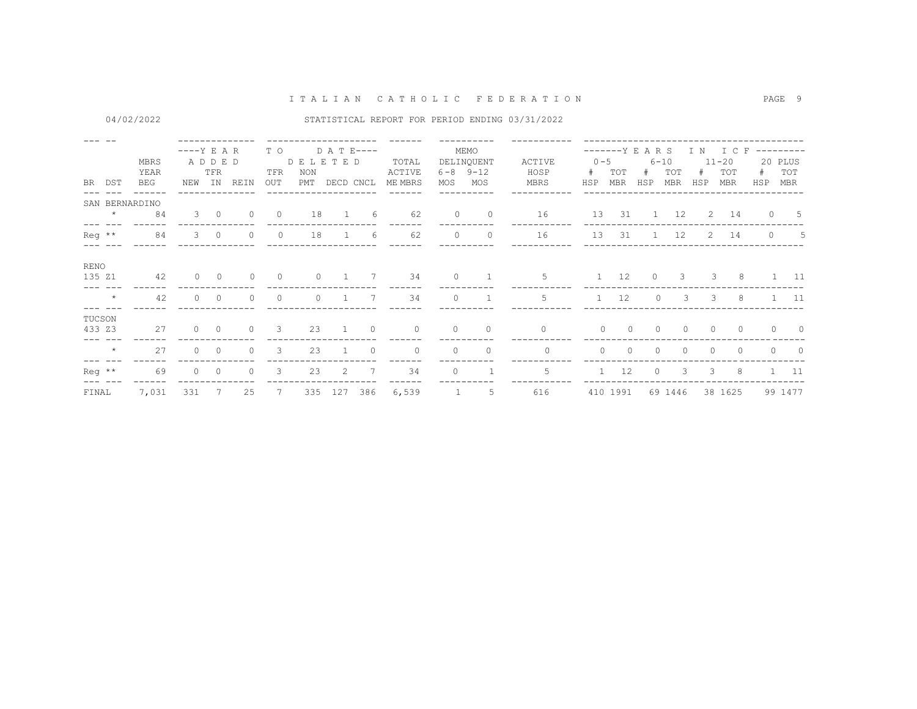# ITALIAN CATHOLIC FEDERATION

04/02/2022

STATISTICAL REPORT FOR PERIOD ENDING 03/31/2022

| BR | DST | MBRS YEAR BEG | YEAR TO DATE ADDED NEW | TFR IN | REIN | TFR OUT | DELETED NON PMT | DECD | CNCL | TOTAL ACTIVE MEMBRS | MEMO DELINQUENT 6-8 MOS | 9-12 MOS | ACTIVE HOSP MBRS | YEARS IN ICF 0-5 # HSP | TOT MBR | 6-10 # HSP | TOT MBR | 11-20 # HSP | TOT MBR | 20 PLUS # HSP | TOT MBR |
|---|---|---|---|---|---|---|---|---|---|---|---|---|---|---|---|---|---|---|---|---|---|
| SAN BERNARDINO | | | | | | | | | | | | | | | | | | | | | |
| | * | 84 | 3 | 0 | 0 | 0 | 18 | 1 | 6 | 62 | 0 | 0 | 16 | 13 | 31 | 1 | 12 | 2 | 14 | 0 | 5 |
| Reg | ** | 84 | 3 | 0 | 0 | 0 | 18 | 1 | 6 | 62 | 0 | 0 | 16 | 13 | 31 | 1 | 12 | 2 | 14 | 0 | 5 |
| RENO | | | | | | | | | | | | | | | | | | | | | |
| 135 | Z1 | 42 | 0 | 0 | 0 | 0 | 0 | 1 | 7 | 34 | 0 | 1 | 5 | 1 | 12 | 0 | 3 | 3 | 8 | 1 | 11 |
| | * | 42 | 0 | 0 | 0 | 0 | 0 | 1 | 7 | 34 | 0 | 1 | 5 | 1 | 12 | 0 | 3 | 3 | 8 | 1 | 11 |
| TUCSON | | | | | | | | | | | | | | | | | | | | | |
| 433 | Z3 | 27 | 0 | 0 | 0 | 3 | 23 | 1 | 0 | 0 | 0 | 0 | 0 | 0 | 0 | 0 | 0 | 0 | 0 | 0 | 0 |
| | * | 27 | 0 | 0 | 0 | 3 | 23 | 1 | 0 | 0 | 0 | 0 | 0 | 0 | 0 | 0 | 0 | 0 | 0 | 0 | 0 |
| Reg | ** | 69 | 0 | 0 | 0 | 3 | 23 | 2 | 7 | 34 | 0 | 1 | 5 | 1 | 12 | 0 | 3 | 3 | 8 | 1 | 11 |
| FINAL | | 7,031 | 331 | 7 | 25 | 7 | 335 | 127 | 386 | 6,539 | 1 | 5 | 616 | 410 | 1991 | 69 | 1446 | 38 | 1625 | 99 | 1477 |